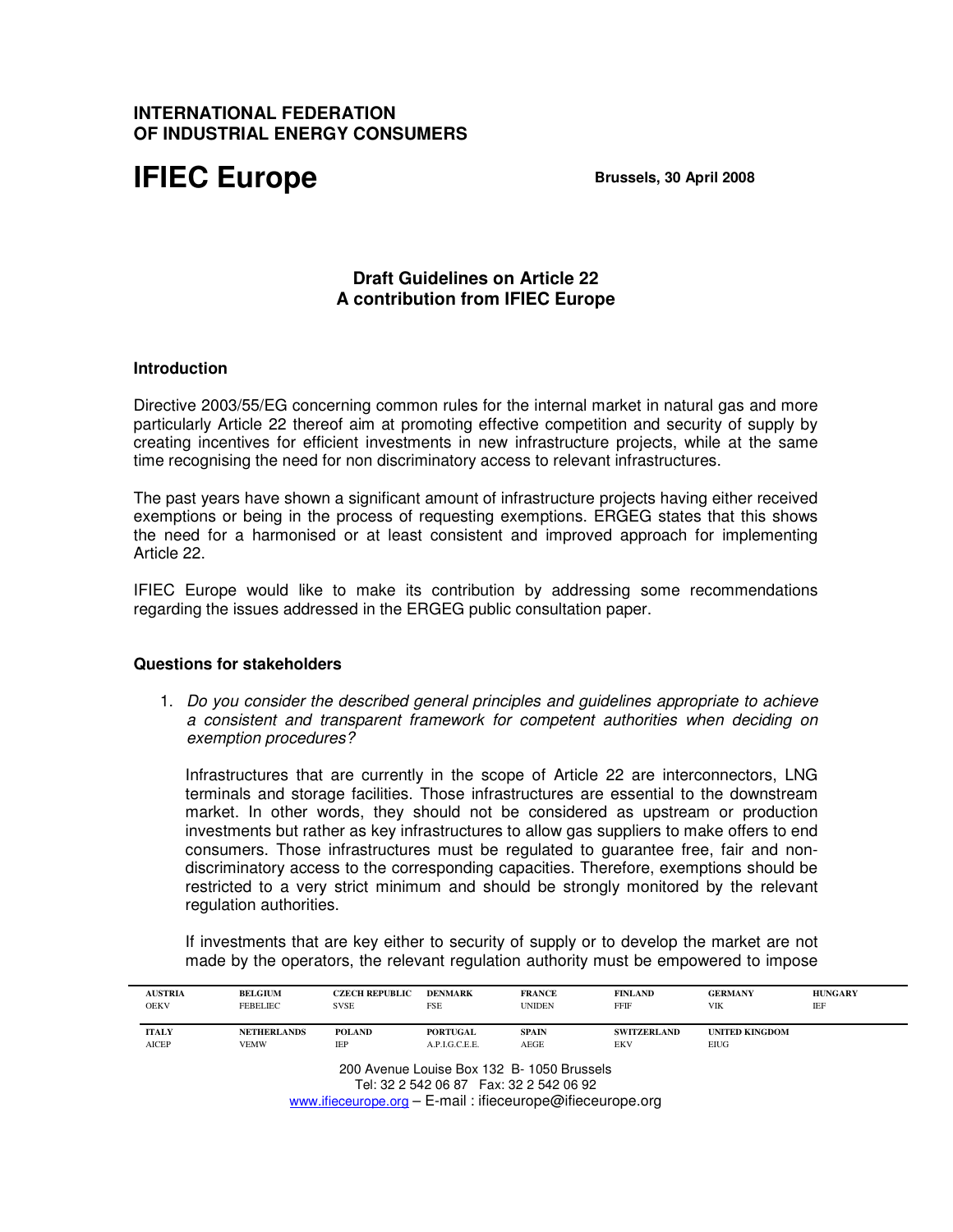**INTERNATIONAL FEDERATION OF INDUSTRIAL ENERGY CONSUMERS**

# IFIEC Europe

**Brussels, 30 April 2008**

## Draft Guidelines on Article 22
## A contribution from IFIEC Europe

### Introduction

Directive 2003/55/EG concerning common rules for the internal market in natural gas and more particularly Article 22 thereof aim at promoting effective competition and security of supply by creating incentives for efficient investments in new infrastructure projects, while at the same time recognising the need for non discriminatory access to relevant infrastructures.

The past years have shown a significant amount of infrastructure projects having either received exemptions or being in the process of requesting exemptions. ERGEG states that this shows the need for a harmonised or at least consistent and improved approach for implementing Article 22.

IFIEC Europe would like to make its contribution by addressing some recommendations regarding the issues addressed in the ERGEG public consultation paper.

### Questions for stakeholders

1. *Do you consider the described general principles and guidelines appropriate to achieve a consistent and transparent framework for competent authorities when deciding on exemption procedures?*

   Infrastructures that are currently in the scope of Article 22 are interconnectors, LNG terminals and storage facilities. Those infrastructures are essential to the downstream market. In other words, they should not be considered as upstream or production investments but rather as key infrastructures to allow gas suppliers to make offers to end consumers. Those infrastructures must be regulated to guarantee free, fair and non-discriminatory access to the corresponding capacities. Therefore, exemptions should be restricted to a very strict minimum and should be strongly monitored by the relevant regulation authorities.

   If investments that are key either to security of supply or to develop the market are not made by the operators, the relevant regulation authority must be empowered to impose

| AUSTRIA | BELGIUM | CZECH REPUBLIC | DENMARK | FRANCE | FINLAND | GERMANY | HUNGARY |
|---|---|---|---|---|---|---|---|
| OEKV | FEBELIEC | SVSE | FSE | UNIDEN | FFIF | VIK | IEF |
| **ITALY** | **NETHERLANDS** | **POLAND** | **PORTUGAL** | **SPAIN** | **SWITZERLAND** | **UNITED KINGDOM** | |
| AICEP | VEMW | IEP | A.P.I.G.C.E.E. | AEGE | EKV | EIUG | |

200 Avenue Louise Box 132 B- 1050 Brussels
Tel: 32 2 542 06 87 Fax: 32 2 542 06 92
www.ifieceurope.org – E-mail : ifieceurope@ifieceurope.org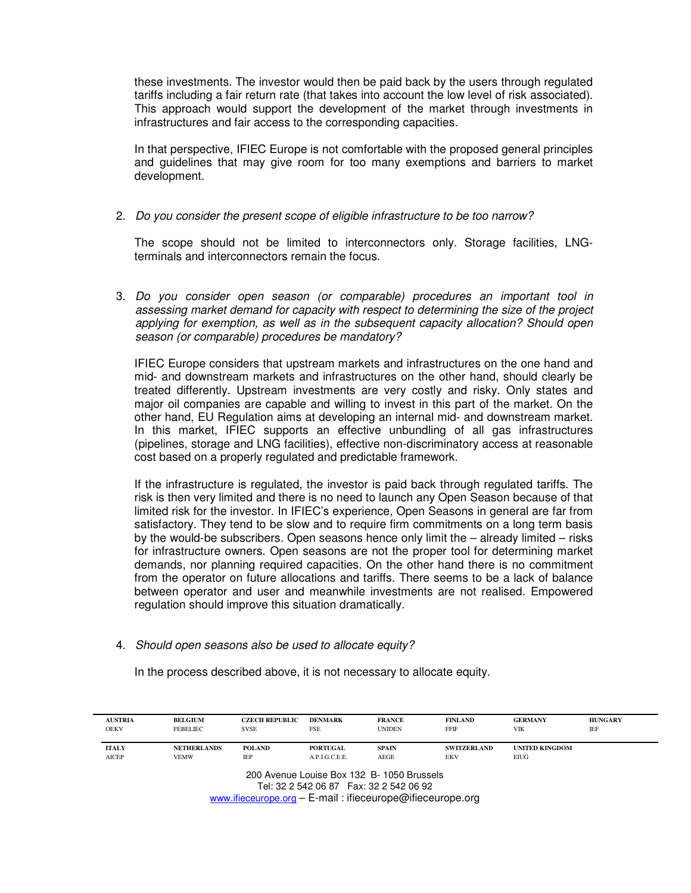these investments. The investor would then be paid back by the users through regulated tariffs including a fair return rate (that takes into account the low level of risk associated). This approach would support the development of the market through investments in infrastructures and fair access to the corresponding capacities.

In that perspective, IFIEC Europe is not comfortable with the proposed general principles and guidelines that may give room for too many exemptions and barriers to market development.

2. *Do you consider the present scope of eligible infrastructure to be too narrow?*

   The scope should not be limited to interconnectors only. Storage facilities, LNG-terminals and interconnectors remain the focus.

3. *Do you consider open season (or comparable) procedures an important tool in assessing market demand for capacity with respect to determining the size of the project applying for exemption, as well as in the subsequent capacity allocation? Should open season (or comparable) procedures be mandatory?*

   IFIEC Europe considers that upstream markets and infrastructures on the one hand and mid- and downstream markets and infrastructures on the other hand, should clearly be treated differently. Upstream investments are very costly and risky. Only states and major oil companies are capable and willing to invest in this part of the market. On the other hand, EU Regulation aims at developing an internal mid- and downstream market. In this market, IFIEC supports an effective unbundling of all gas infrastructures (pipelines, storage and LNG facilities), effective non-discriminatory access at reasonable cost based on a properly regulated and predictable framework.

   If the infrastructure is regulated, the investor is paid back through regulated tariffs. The risk is then very limited and there is no need to launch any Open Season because of that limited risk for the investor. In IFIEC's experience, Open Seasons in general are far from satisfactory. They tend to be slow and to require firm commitments on a long term basis by the would-be subscribers. Open seasons hence only limit the – already limited – risks for infrastructure owners. Open seasons are not the proper tool for determining market demands, nor planning required capacities. On the other hand there is no commitment from the operator on future allocations and tariffs. There seems to be a lack of balance between operator and user and meanwhile investments are not realised. Empowered regulation should improve this situation dramatically.

4. *Should open seasons also be used to allocate equity?*

   In the process described above, it is not necessary to allocate equity.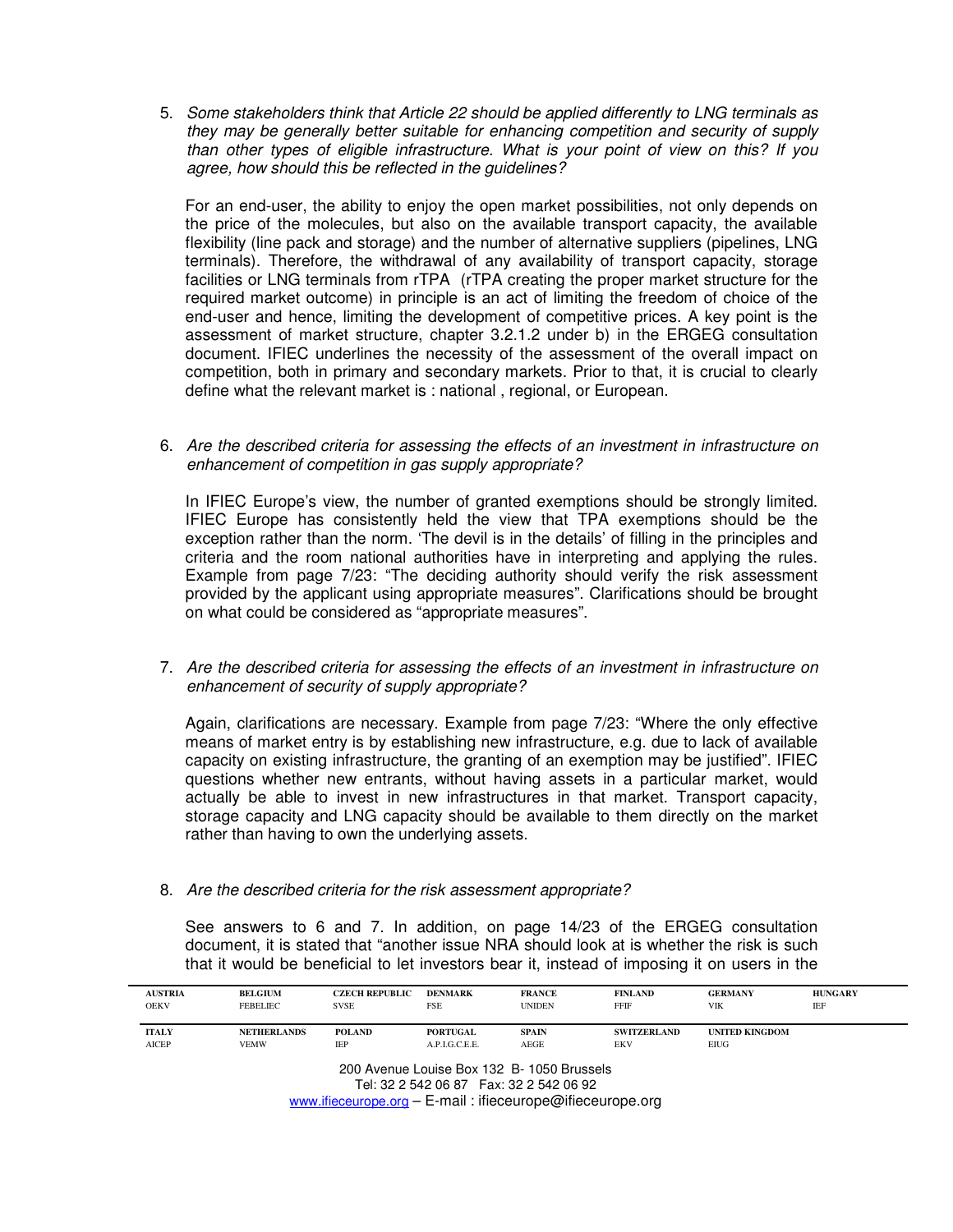5. *Some stakeholders think that Article 22 should be applied differently to LNG terminals as they may be generally better suitable for enhancing competition and security of supply than other types of eligible infrastructure. What is your point of view on this? If you agree, how should this be reflected in the guidelines?*

   For an end-user, the ability to enjoy the open market possibilities, not only depends on the price of the molecules, but also on the available transport capacity, the available flexibility (line pack and storage) and the number of alternative suppliers (pipelines, LNG terminals). Therefore, the withdrawal of any availability of transport capacity, storage facilities or LNG terminals from rTPA (rTPA creating the proper market structure for the required market outcome) in principle is an act of limiting the freedom of choice of the end-user and hence, limiting the development of competitive prices. A key point is the assessment of market structure, chapter 3.2.1.2 under b) in the ERGEG consultation document. IFIEC underlines the necessity of the assessment of the overall impact on competition, both in primary and secondary markets. Prior to that, it is crucial to clearly define what the relevant market is : national , regional, or European.

6. *Are the described criteria for assessing the effects of an investment in infrastructure on enhancement of competition in gas supply appropriate?*

   In IFIEC Europe's view, the number of granted exemptions should be strongly limited. IFIEC Europe has consistently held the view that TPA exemptions should be the exception rather than the norm. 'The devil is in the details' of filling in the principles and criteria and the room national authorities have in interpreting and applying the rules. Example from page 7/23: "The deciding authority should verify the risk assessment provided by the applicant using appropriate measures". Clarifications should be brought on what could be considered as "appropriate measures".

7. *Are the described criteria for assessing the effects of an investment in infrastructure on enhancement of security of supply appropriate?*

   Again, clarifications are necessary. Example from page 7/23: "Where the only effective means of market entry is by establishing new infrastructure, e.g. due to lack of available capacity on existing infrastructure, the granting of an exemption may be justified". IFIEC questions whether new entrants, without having assets in a particular market, would actually be able to invest in new infrastructures in that market. Transport capacity, storage capacity and LNG capacity should be available to them directly on the market rather than having to own the underlying assets.

8. *Are the described criteria for the risk assessment appropriate?*

   See answers to 6 and 7. In addition, on page 14/23 of the ERGEG consultation document, it is stated that "another issue NRA should look at is whether the risk is such that it would be beneficial to let investors bear it, instead of imposing it on users in the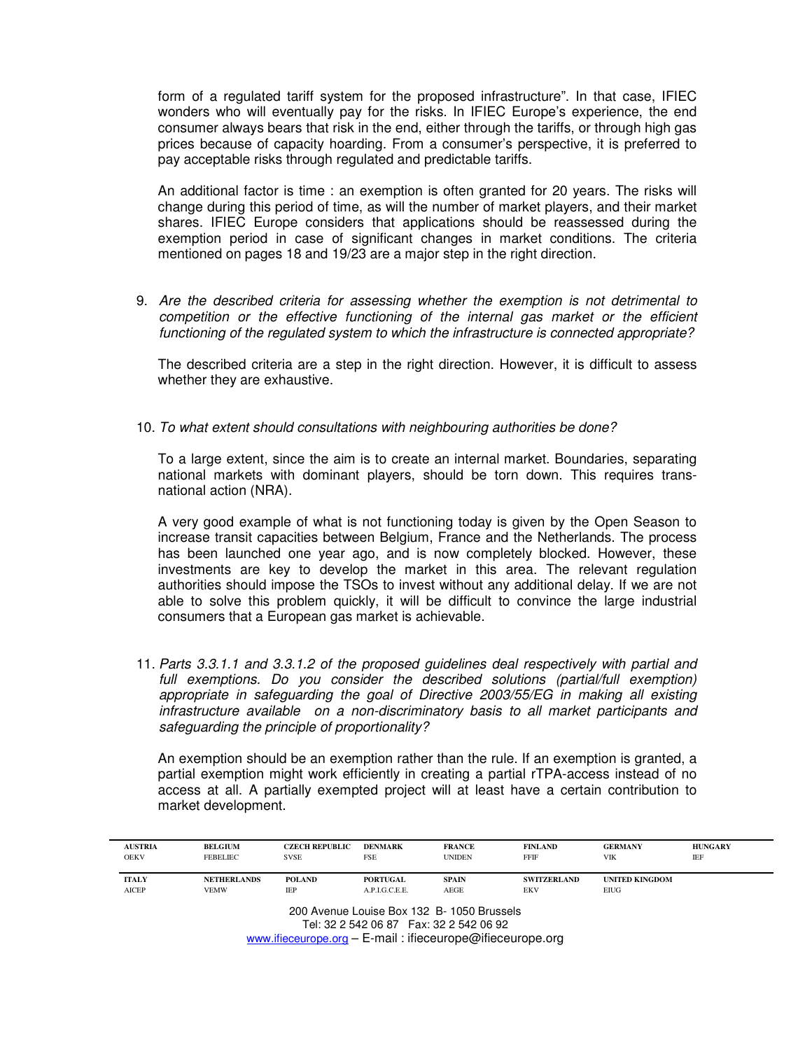form of a regulated tariff system for the proposed infrastructure". In that case, IFIEC wonders who will eventually pay for the risks. In IFIEC Europe's experience, the end consumer always bears that risk in the end, either through the tariffs, or through high gas prices because of capacity hoarding. From a consumer's perspective, it is preferred to pay acceptable risks through regulated and predictable tariffs.

An additional factor is time : an exemption is often granted for 20 years. The risks will change during this period of time, as will the number of market players, and their market shares. IFIEC Europe considers that applications should be reassessed during the exemption period in case of significant changes in market conditions. The criteria mentioned on pages 18 and 19/23 are a major step in the right direction.

9. *Are the described criteria for assessing whether the exemption is not detrimental to competition or the effective functioning of the internal gas market or the efficient functioning of the regulated system to which the infrastructure is connected appropriate?*

   The described criteria are a step in the right direction. However, it is difficult to assess whether they are exhaustive.

10. *To what extent should consultations with neighbouring authorities be done?*

    To a large extent, since the aim is to create an internal market. Boundaries, separating national markets with dominant players, should be torn down. This requires trans-national action (NRA).

    A very good example of what is not functioning today is given by the Open Season to increase transit capacities between Belgium, France and the Netherlands. The process has been launched one year ago, and is now completely blocked. However, these investments are key to develop the market in this area. The relevant regulation authorities should impose the TSOs to invest without any additional delay. If we are not able to solve this problem quickly, it will be difficult to convince the large industrial consumers that a European gas market is achievable.

11. *Parts 3.3.1.1 and 3.3.1.2 of the proposed guidelines deal respectively with partial and full exemptions. Do you consider the described solutions (partial/full exemption) appropriate in safeguarding the goal of Directive 2003/55/EG in making all existing infrastructure available on a non-discriminatory basis to all market participants and safeguarding the principle of proportionality?*

    An exemption should be an exemption rather than the rule. If an exemption is granted, a partial exemption might work efficiently in creating a partial rTPA-access instead of no access at all. A partially exempted project will at least have a certain contribution to market development.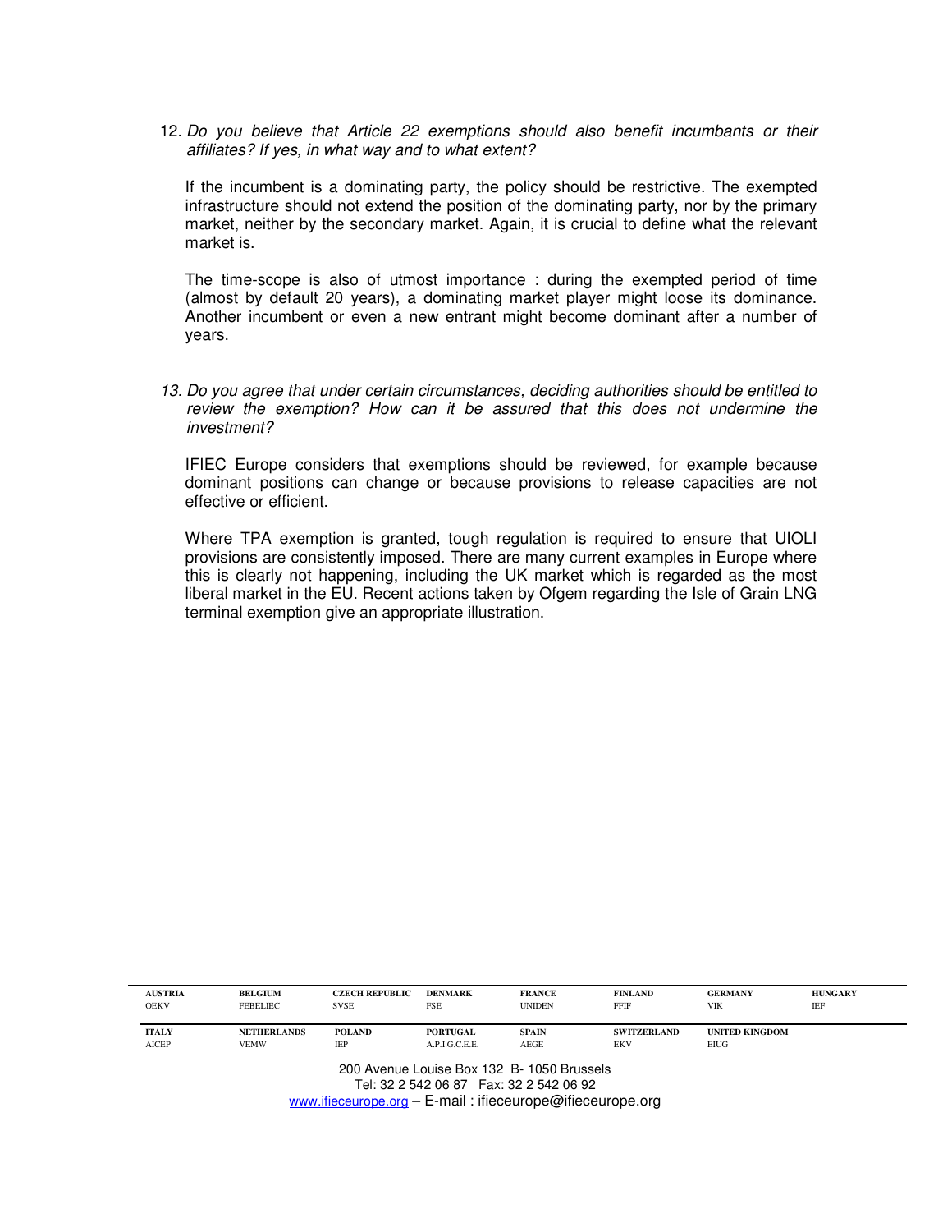12. *Do you believe that Article 22 exemptions should also benefit incumbants or their affiliates? If yes, in what way and to what extent?*

 If the incumbent is a dominating party, the policy should be restrictive. The exempted infrastructure should not extend the position of the dominating party, nor by the primary market, neither by the secondary market. Again, it is crucial to define what the relevant market is.

 The time-scope is also of utmost importance : during the exempted period of time (almost by default 20 years), a dominating market player might loose its dominance. Another incumbent or even a new entrant might become dominant after a number of years.

13. *Do you agree that under certain circumstances, deciding authorities should be entitled to review the exemption? How can it be assured that this does not undermine the investment?*

 IFIEC Europe considers that exemptions should be reviewed, for example because dominant positions can change or because provisions to release capacities are not effective or efficient.

 Where TPA exemption is granted, tough regulation is required to ensure that UIOLI provisions are consistently imposed. There are many current examples in Europe where this is clearly not happening, including the UK market which is regarded as the most liberal market in the EU. Recent actions taken by Ofgem regarding the Isle of Grain LNG terminal exemption give an appropriate illustration.